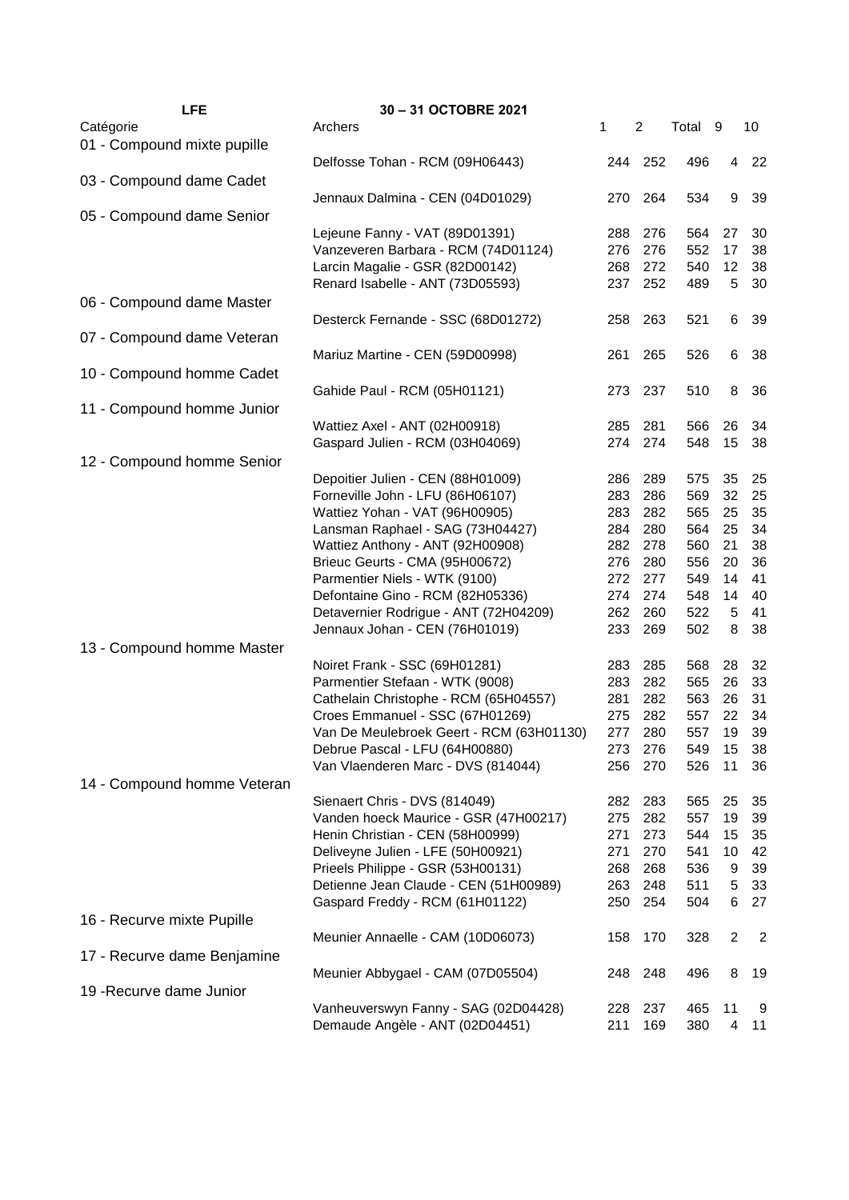| LFE | 30 – 31 OCTOBRE 2021 | | | | | |
|---|---|---|---|---|---|---|
| Catégorie | Archers | 1 | 2 | Total | 9 | 10 |
| 01 - Compound mixte pupille | | | | | | |
| | Delfosse Tohan - RCM (09H06443) | 244 | 252 | 496 | 4 | 22 |
| 03 - Compound dame Cadet | | | | | | |
| | Jennaux Dalmina - CEN (04D01029) | 270 | 264 | 534 | 9 | 39 |
| 05 - Compound dame Senior | | | | | | |
| | Lejeune Fanny - VAT (89D01391) | 288 | 276 | 564 | 27 | 30 |
| | Vanzeveren Barbara - RCM (74D01124) | 276 | 276 | 552 | 17 | 38 |
| | Larcin Magalie - GSR (82D00142) | 268 | 272 | 540 | 12 | 38 |
| | Renard Isabelle - ANT (73D05593) | 237 | 252 | 489 | 5 | 30 |
| 06 - Compound dame Master | | | | | | |
| | Desterck Fernande - SSC (68D01272) | 258 | 263 | 521 | 6 | 39 |
| 07 - Compound dame Veteran | | | | | | |
| | Mariuz Martine - CEN (59D00998) | 261 | 265 | 526 | 6 | 38 |
| 10 - Compound homme Cadet | | | | | | |
| | Gahide Paul - RCM (05H01121) | 273 | 237 | 510 | 8 | 36 |
| 11 - Compound homme Junior | | | | | | |
| | Wattiez Axel - ANT (02H00918) | 285 | 281 | 566 | 26 | 34 |
| | Gaspard Julien - RCM (03H04069) | 274 | 274 | 548 | 15 | 38 |
| 12 - Compound homme Senior | | | | | | |
| | Depoitier Julien - CEN (88H01009) | 286 | 289 | 575 | 35 | 25 |
| | Forneville John - LFU (86H06107) | 283 | 286 | 569 | 32 | 25 |
| | Wattiez Yohan - VAT (96H00905) | 283 | 282 | 565 | 25 | 35 |
| | Lansman Raphael - SAG (73H04427) | 284 | 280 | 564 | 25 | 34 |
| | Wattiez Anthony - ANT (92H00908) | 282 | 278 | 560 | 21 | 38 |
| | Brieuc Geurts - CMA (95H00672) | 276 | 280 | 556 | 20 | 36 |
| | Parmentier Niels - WTK (9100) | 272 | 277 | 549 | 14 | 41 |
| | Defontaine Gino - RCM (82H05336) | 274 | 274 | 548 | 14 | 40 |
| | Detavernier Rodrigue - ANT (72H04209) | 262 | 260 | 522 | 5 | 41 |
| | Jennaux Johan - CEN (76H01019) | 233 | 269 | 502 | 8 | 38 |
| 13 - Compound homme Master | | | | | | |
| | Noiret Frank - SSC (69H01281) | 283 | 285 | 568 | 28 | 32 |
| | Parmentier Stefaan - WTK (9008) | 283 | 282 | 565 | 26 | 33 |
| | Cathelain Christophe - RCM (65H04557) | 281 | 282 | 563 | 26 | 31 |
| | Croes Emmanuel - SSC (67H01269) | 275 | 282 | 557 | 22 | 34 |
| | Van De Meulebroek Geert - RCM (63H01130) | 277 | 280 | 557 | 19 | 39 |
| | Debrue Pascal - LFU (64H00880) | 273 | 276 | 549 | 15 | 38 |
| | Van Vlaenderen Marc - DVS (814044) | 256 | 270 | 526 | 11 | 36 |
| 14 - Compound homme Veteran | | | | | | |
| | Sienaert Chris - DVS (814049) | 282 | 283 | 565 | 25 | 35 |
| | Vanden hoeck Maurice - GSR (47H00217) | 275 | 282 | 557 | 19 | 39 |
| | Henin Christian - CEN (58H00999) | 271 | 273 | 544 | 15 | 35 |
| | Deliveyne Julien - LFE (50H00921) | 271 | 270 | 541 | 10 | 42 |
| | Prieels Philippe - GSR (53H00131) | 268 | 268 | 536 | 9 | 39 |
| | Detienne Jean Claude - CEN (51H00989) | 263 | 248 | 511 | 5 | 33 |
| | Gaspard Freddy - RCM (61H01122) | 250 | 254 | 504 | 6 | 27 |
| 16 - Recurve mixte Pupille | | | | | | |
| | Meunier Annaelle - CAM (10D06073) | 158 | 170 | 328 | 2 | 2 |
| 17 - Recurve dame Benjamine | | | | | | |
| | Meunier Abbygael - CAM (07D05504) | 248 | 248 | 496 | 8 | 19 |
| 19 -Recurve dame Junior | | | | | | |
| | Vanheuverswyn Fanny - SAG (02D04428) | 228 | 237 | 465 | 11 | 9 |
| | Demaude Angèle - ANT (02D04451) | 211 | 169 | 380 | 4 | 11 |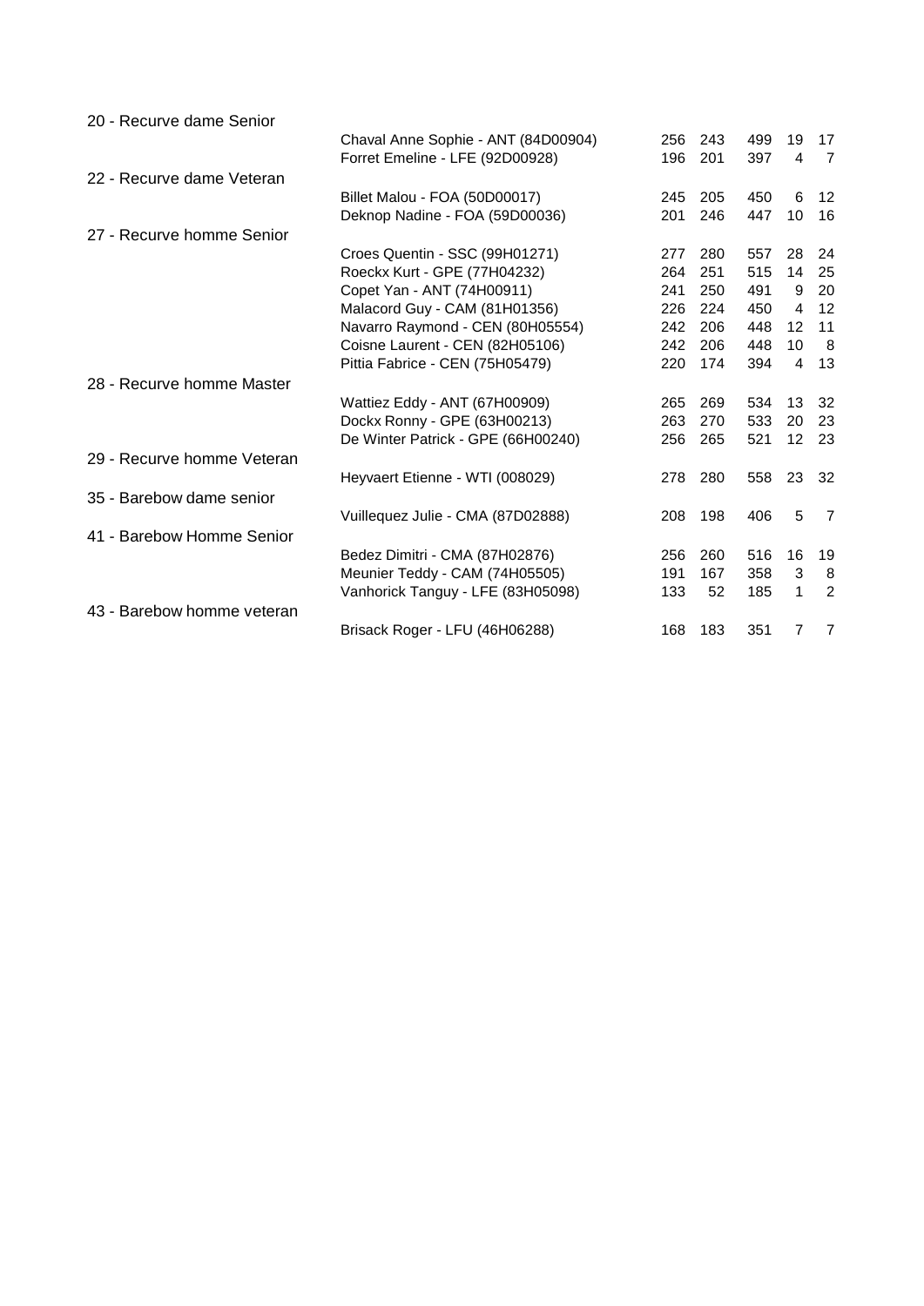| | | | | | | |
|---|---|---|---|---|---|---|
| 20 - Recurve dame Senior | | | | | | |
| | Chaval Anne Sophie - ANT (84D00904) | 256 | 243 | 499 | 19 | 17 |
| | Forret Emeline - LFE (92D00928) | 196 | 201 | 397 | 4 | 7 |
| 22 - Recurve dame Veteran | | | | | | |
| | Billet Malou - FOA (50D00017) | 245 | 205 | 450 | 6 | 12 |
| | Deknop Nadine - FOA (59D00036) | 201 | 246 | 447 | 10 | 16 |
| 27 - Recurve homme Senior | | | | | | |
| | Croes Quentin - SSC (99H01271) | 277 | 280 | 557 | 28 | 24 |
| | Roeckx Kurt - GPE (77H04232) | 264 | 251 | 515 | 14 | 25 |
| | Copet Yan - ANT (74H00911) | 241 | 250 | 491 | 9 | 20 |
| | Malacord Guy - CAM (81H01356) | 226 | 224 | 450 | 4 | 12 |
| | Navarro Raymond - CEN (80H05554) | 242 | 206 | 448 | 12 | 11 |
| | Coisne Laurent - CEN (82H05106) | 242 | 206 | 448 | 10 | 8 |
| | Pittia Fabrice - CEN (75H05479) | 220 | 174 | 394 | 4 | 13 |
| 28 - Recurve homme Master | | | | | | |
| | Wattiez Eddy - ANT (67H00909) | 265 | 269 | 534 | 13 | 32 |
| | Dockx Ronny - GPE (63H00213) | 263 | 270 | 533 | 20 | 23 |
| | De Winter Patrick - GPE (66H00240) | 256 | 265 | 521 | 12 | 23 |
| 29 - Recurve homme Veteran | | | | | | |
| | Heyvaert Etienne - WTI (008029) | 278 | 280 | 558 | 23 | 32 |
| 35 - Barebow dame senior | | | | | | |
| | Vuillequez Julie - CMA (87D02888) | 208 | 198 | 406 | 5 | 7 |
| 41 - Barebow Homme Senior | | | | | | |
| | Bedez Dimitri - CMA (87H02876) | 256 | 260 | 516 | 16 | 19 |
| | Meunier Teddy - CAM (74H05505) | 191 | 167 | 358 | 3 | 8 |
| | Vanhorick Tanguy - LFE (83H05098) | 133 | 52 | 185 | 1 | 2 |
| 43 - Barebow homme veteran | | | | | | |
| | Brisack Roger - LFU (46H06288) | 168 | 183 | 351 | 7 | 7 |